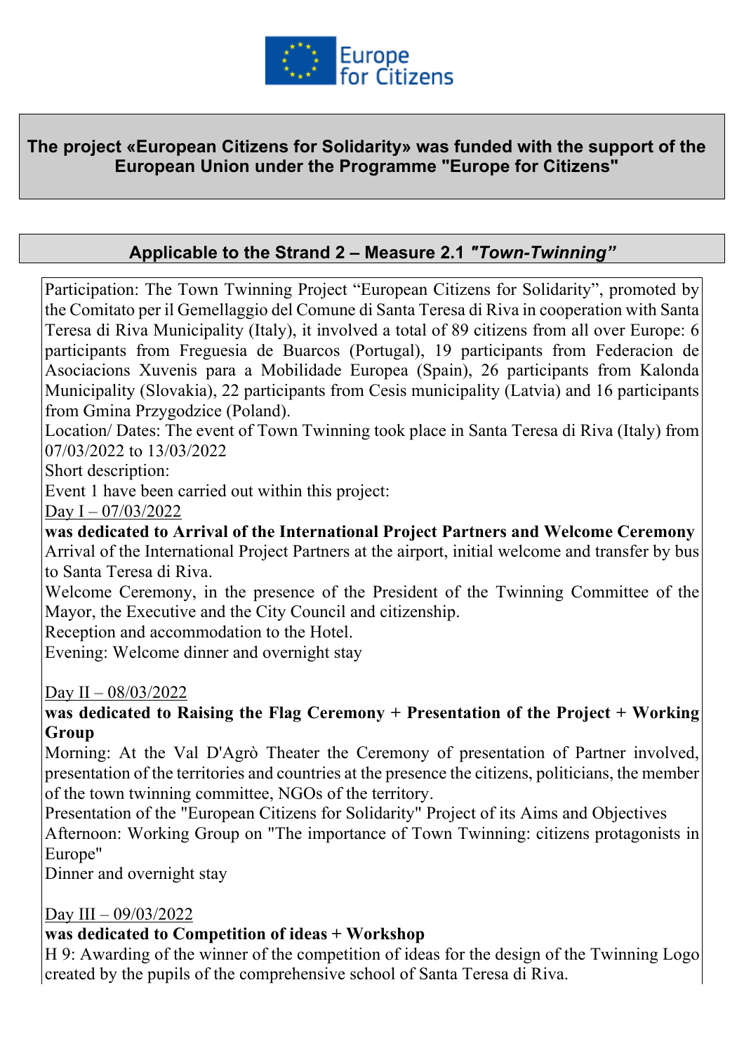Europe for Citizens

**The project «European Citizens for Solidarity» was funded with the support of the European Union under the Programme "Europe for Citizens"**

**Applicable to the Strand 2 – Measure 2.1 *"Town-Twinning"***

Participation: The Town Twinning Project "European Citizens for Solidarity", promoted by the Comitato per il Gemellaggio del Comune di Santa Teresa di Riva in cooperation with Santa Teresa di Riva Municipality (Italy), it involved a total of 89 citizens from all over Europe: 6 participants from Freguesia de Buarcos (Portugal), 19 participants from Federacion de Asociacions Xuvenis para a Mobilidade Europea (Spain), 26 participants from Kalonda Municipality (Slovakia), 22 participants from Cesis municipality (Latvia) and 16 participants from Gmina Przygodzice (Poland).

Location/ Dates: The event of Town Twinning took place in Santa Teresa di Riva (Italy) from 07/03/2022 to 13/03/2022

Short description:

Event 1 have been carried out within this project:

Day I – 07/03/2022

**was dedicated to Arrival of the International Project Partners and Welcome Ceremony**

Arrival of the International Project Partners at the airport, initial welcome and transfer by bus to Santa Teresa di Riva.

Welcome Ceremony, in the presence of the President of the Twinning Committee of the Mayor, the Executive and the City Council and citizenship.

Reception and accommodation to the Hotel.

Evening: Welcome dinner and overnight stay

Day II – 08/03/2022

**was dedicated to Raising the Flag Ceremony + Presentation of the Project + Working Group**

Morning: At the Val D'Agrò Theater the Ceremony of presentation of Partner involved, presentation of the territories and countries at the presence the citizens, politicians, the member of the town twinning committee, NGOs of the territory.

Presentation of the "European Citizens for Solidarity" Project of its Aims and Objectives

Afternoon: Working Group on "The importance of Town Twinning: citizens protagonists in Europe"

Dinner and overnight stay

Day III – 09/03/2022

**was dedicated to Competition of ideas + Workshop**

H 9: Awarding of the winner of the competition of ideas for the design of the Twinning Logo created by the pupils of the comprehensive school of Santa Teresa di Riva.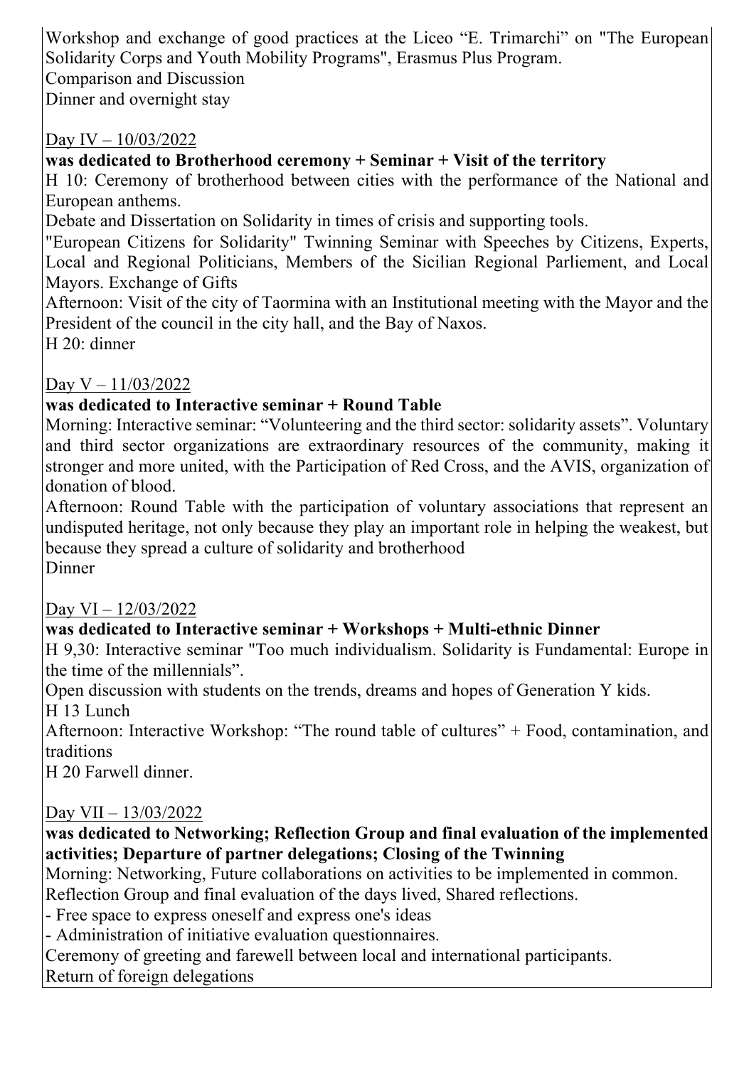Workshop and exchange of good practices at the Liceo "E. Trimarchi" on "The European Solidarity Corps and Youth Mobility Programs", Erasmus Plus Program.
Comparison and Discussion
Dinner and overnight stay

Day IV – 10/03/2022

**was dedicated to Brotherhood ceremony + Seminar + Visit of the territory**

H 10: Ceremony of brotherhood between cities with the performance of the National and European anthems.
Debate and Dissertation on Solidarity in times of crisis and supporting tools.
"European Citizens for Solidarity" Twinning Seminar with Speeches by Citizens, Experts, Local and Regional Politicians, Members of the Sicilian Regional Parliement, and Local Mayors. Exchange of Gifts
Afternoon: Visit of the city of Taormina with an Institutional meeting with the Mayor and the President of the council in the city hall, and the Bay of Naxos.
H 20: dinner

Day V – 11/03/2022

**was dedicated to Interactive seminar + Round Table**

Morning: Interactive seminar: "Volunteering and the third sector: solidarity assets". Voluntary and third sector organizations are extraordinary resources of the community, making it stronger and more united, with the Participation of Red Cross, and the AVIS, organization of donation of blood.
Afternoon: Round Table with the participation of voluntary associations that represent an undisputed heritage, not only because they play an important role in helping the weakest, but because they spread a culture of solidarity and brotherhood
Dinner

Day VI – 12/03/2022

**was dedicated to Interactive seminar + Workshops + Multi-ethnic Dinner**

H 9,30: Interactive seminar "Too much individualism. Solidarity is Fundamental: Europe in the time of the millennials".
Open discussion with students on the trends, dreams and hopes of Generation Y kids.
H 13 Lunch
Afternoon: Interactive Workshop: "The round table of cultures" + Food, contamination, and traditions
H 20 Farwell dinner.

Day VII – 13/03/2022

**was dedicated to Networking; Reflection Group and final evaluation of the implemented activities; Departure of partner delegations; Closing of the Twinning**

Morning: Networking, Future collaborations on activities to be implemented in common.
Reflection Group and final evaluation of the days lived, Shared reflections.
- Free space to express oneself and express one's ideas
- Administration of initiative evaluation questionnaires.

Ceremony of greeting and farewell between local and international participants.
Return of foreign delegations